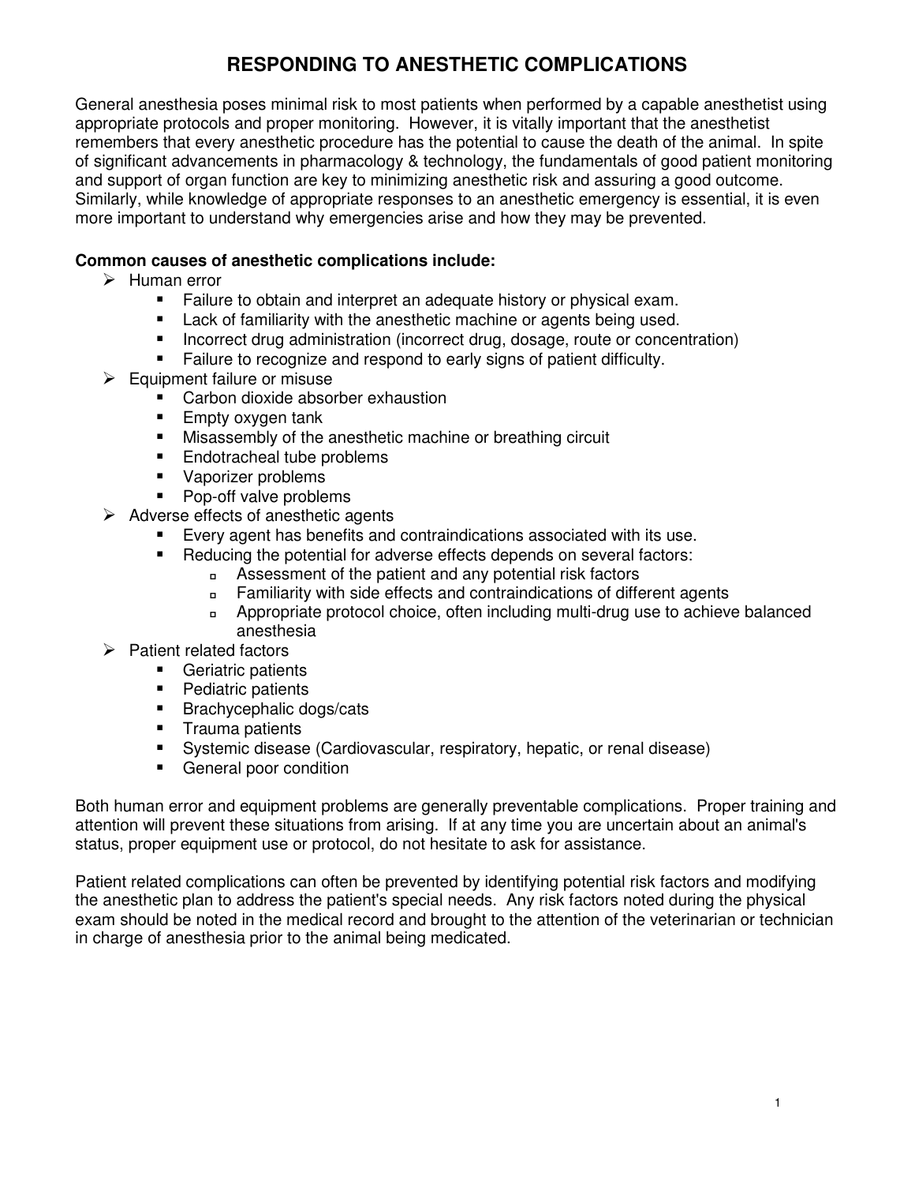# RESPONDING TO ANESTHETIC COMPLICATIONS

General anesthesia poses minimal risk to most patients when performed by a capable anesthetist using appropriate protocols and proper monitoring. However, it is vitally important that the anesthetist remembers that every anesthetic procedure has the potential to cause the death of the animal. In spite of significant advancements in pharmacology & technology, the fundamentals of good patient monitoring and support of organ function are key to minimizing anesthetic risk and assuring a good outcome. Similarly, while knowledge of appropriate responses to an anesthetic emergency is essential, it is even more important to understand why emergencies arise and how they may be prevented.

**Common causes of anesthetic complications include:**

- Human error
  - Failure to obtain and interpret an adequate history or physical exam.
  - Lack of familiarity with the anesthetic machine or agents being used.
  - Incorrect drug administration (incorrect drug, dosage, route or concentration)
  - Failure to recognize and respond to early signs of patient difficulty.
- Equipment failure or misuse
  - Carbon dioxide absorber exhaustion
  - Empty oxygen tank
  - Misassembly of the anesthetic machine or breathing circuit
  - Endotracheal tube problems
  - Vaporizer problems
  - Pop-off valve problems
- Adverse effects of anesthetic agents
  - Every agent has benefits and contraindications associated with its use.
  - Reducing the potential for adverse effects depends on several factors:
    - Assessment of the patient and any potential risk factors
    - Familiarity with side effects and contraindications of different agents
    - Appropriate protocol choice, often including multi-drug use to achieve balanced anesthesia
- Patient related factors
  - Geriatric patients
  - Pediatric patients
  - Brachycephalic dogs/cats
  - Trauma patients
  - Systemic disease (Cardiovascular, respiratory, hepatic, or renal disease)
  - General poor condition

Both human error and equipment problems are generally preventable complications. Proper training and attention will prevent these situations from arising. If at any time you are uncertain about an animal's status, proper equipment use or protocol, do not hesitate to ask for assistance.

Patient related complications can often be prevented by identifying potential risk factors and modifying the anesthetic plan to address the patient's special needs. Any risk factors noted during the physical exam should be noted in the medical record and brought to the attention of the veterinarian or technician in charge of anesthesia prior to the animal being medicated.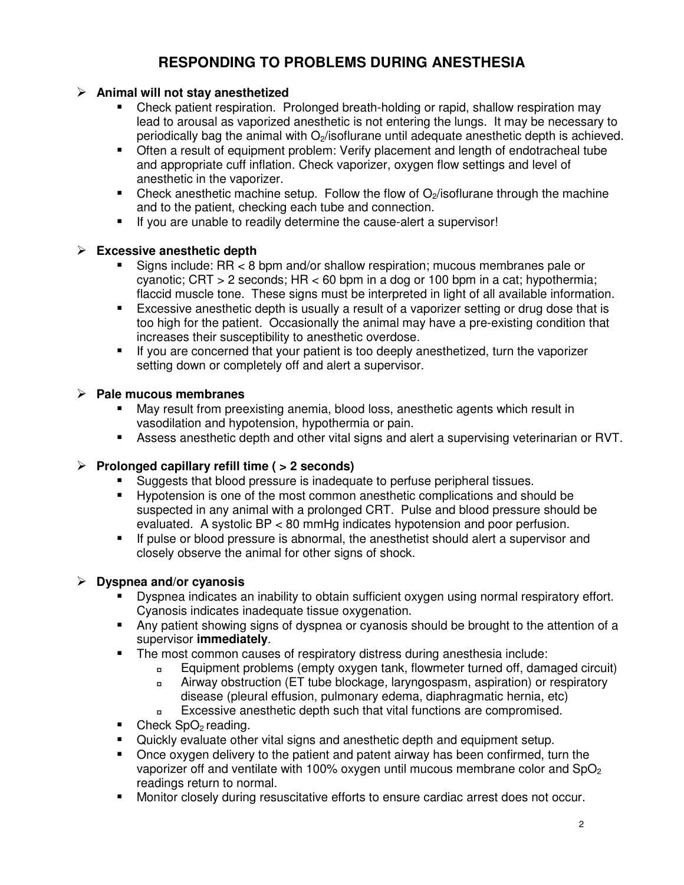# RESPONDING TO PROBLEMS DURING ANESTHESIA

- **Animal will not stay anesthetized**
  - Check patient respiration. Prolonged breath-holding or rapid, shallow respiration may lead to arousal as vaporized anesthetic is not entering the lungs. It may be necessary to periodically bag the animal with $O_2$/isoflurane until adequate anesthetic depth is achieved.
  - Often a result of equipment problem: Verify placement and length of endotracheal tube and appropriate cuff inflation. Check vaporizer, oxygen flow settings and level of anesthetic in the vaporizer.
  - Check anesthetic machine setup. Follow the flow of $O_2$/isoflurane through the machine and to the patient, checking each tube and connection.
  - If you are unable to readily determine the cause-alert a supervisor!

- **Excessive anesthetic depth**
  - Signs include: RR < 8 bpm and/or shallow respiration; mucous membranes pale or cyanotic; CRT > 2 seconds; HR < 60 bpm in a dog or 100 bpm in a cat; hypothermia; flaccid muscle tone. These signs must be interpreted in light of all available information.
  - Excessive anesthetic depth is usually a result of a vaporizer setting or drug dose that is too high for the patient. Occasionally the animal may have a pre-existing condition that increases their susceptibility to anesthetic overdose.
  - If you are concerned that your patient is too deeply anesthetized, turn the vaporizer setting down or completely off and alert a supervisor.

- **Pale mucous membranes**
  - May result from preexisting anemia, blood loss, anesthetic agents which result in vasodilation and hypotension, hypothermia or pain.
  - Assess anesthetic depth and other vital signs and alert a supervising veterinarian or RVT.

- **Prolonged capillary refill time ( > 2 seconds)**
  - Suggests that blood pressure is inadequate to perfuse peripheral tissues.
  - Hypotension is one of the most common anesthetic complications and should be suspected in any animal with a prolonged CRT. Pulse and blood pressure should be evaluated. A systolic BP < 80 mmHg indicates hypotension and poor perfusion.
  - If pulse or blood pressure is abnormal, the anesthetist should alert a supervisor and closely observe the animal for other signs of shock.

- **Dyspnea and/or cyanosis**
  - Dyspnea indicates an inability to obtain sufficient oxygen using normal respiratory effort. Cyanosis indicates inadequate tissue oxygenation.
  - Any patient showing signs of dyspnea or cyanosis should be brought to the attention of a supervisor **immediately**.
  - The most common causes of respiratory distress during anesthesia include:
    - Equipment problems (empty oxygen tank, flowmeter turned off, damaged circuit)
    - Airway obstruction (ET tube blockage, laryngospasm, aspiration) or respiratory disease (pleural effusion, pulmonary edema, diaphragmatic hernia, etc)
    - Excessive anesthetic depth such that vital functions are compromised.
  - Check $SpO_2$ reading.
  - Quickly evaluate other vital signs and anesthetic depth and equipment setup.
  - Once oxygen delivery to the patient and patent airway has been confirmed, turn the vaporizer off and ventilate with 100% oxygen until mucous membrane color and $SpO_2$ readings return to normal.
  - Monitor closely during resuscitative efforts to ensure cardiac arrest does not occur.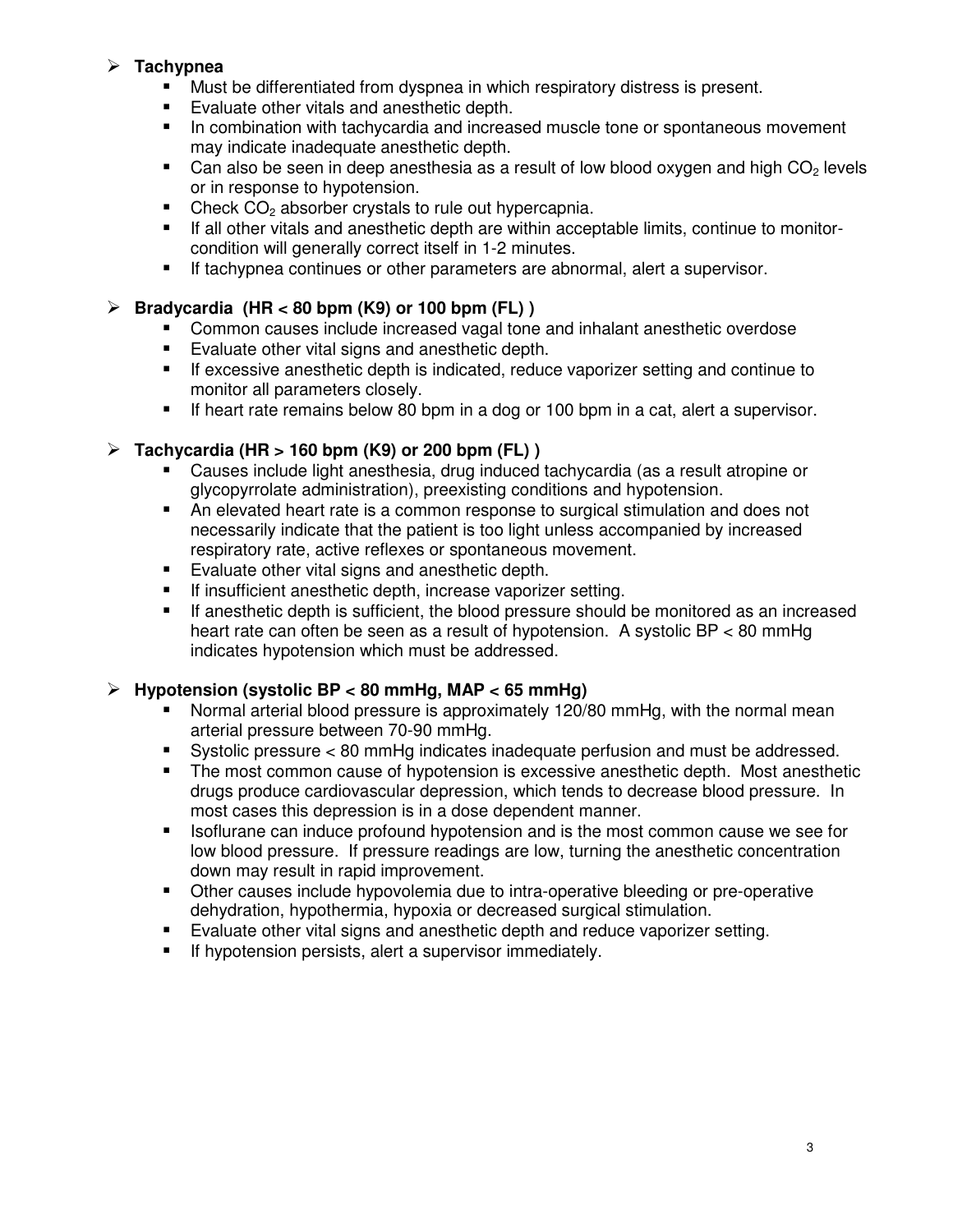- **Tachypnea**
  - Must be differentiated from dyspnea in which respiratory distress is present.
  - Evaluate other vitals and anesthetic depth.
  - In combination with tachycardia and increased muscle tone or spontaneous movement may indicate inadequate anesthetic depth.
  - Can also be seen in deep anesthesia as a result of low blood oxygen and high $CO_2$ levels or in response to hypotension.
  - Check $CO_2$ absorber crystals to rule out hypercapnia.
  - If all other vitals and anesthetic depth are within acceptable limits, continue to monitor-condition will generally correct itself in 1-2 minutes.
  - If tachypnea continues or other parameters are abnormal, alert a supervisor.

- **Bradycardia (HR < 80 bpm (K9) or 100 bpm (FL) )**
  - Common causes include increased vagal tone and inhalant anesthetic overdose
  - Evaluate other vital signs and anesthetic depth.
  - If excessive anesthetic depth is indicated, reduce vaporizer setting and continue to monitor all parameters closely.
  - If heart rate remains below 80 bpm in a dog or 100 bpm in a cat, alert a supervisor.

- **Tachycardia (HR > 160 bpm (K9) or 200 bpm (FL) )**
  - Causes include light anesthesia, drug induced tachycardia (as a result atropine or glycopyrrolate administration), preexisting conditions and hypotension.
  - An elevated heart rate is a common response to surgical stimulation and does not necessarily indicate that the patient is too light unless accompanied by increased respiratory rate, active reflexes or spontaneous movement.
  - Evaluate other vital signs and anesthetic depth.
  - If insufficient anesthetic depth, increase vaporizer setting.
  - If anesthetic depth is sufficient, the blood pressure should be monitored as an increased heart rate can often be seen as a result of hypotension. A systolic BP < 80 mmHg indicates hypotension which must be addressed.

- **Hypotension (systolic BP < 80 mmHg, MAP < 65 mmHg)**
  - Normal arterial blood pressure is approximately 120/80 mmHg, with the normal mean arterial pressure between 70-90 mmHg.
  - Systolic pressure < 80 mmHg indicates inadequate perfusion and must be addressed.
  - The most common cause of hypotension is excessive anesthetic depth. Most anesthetic drugs produce cardiovascular depression, which tends to decrease blood pressure. In most cases this depression is in a dose dependent manner.
  - Isoflurane can induce profound hypotension and is the most common cause we see for low blood pressure. If pressure readings are low, turning the anesthetic concentration down may result in rapid improvement.
  - Other causes include hypovolemia due to intra-operative bleeding or pre-operative dehydration, hypothermia, hypoxia or decreased surgical stimulation.
  - Evaluate other vital signs and anesthetic depth and reduce vaporizer setting.
  - If hypotension persists, alert a supervisor immediately.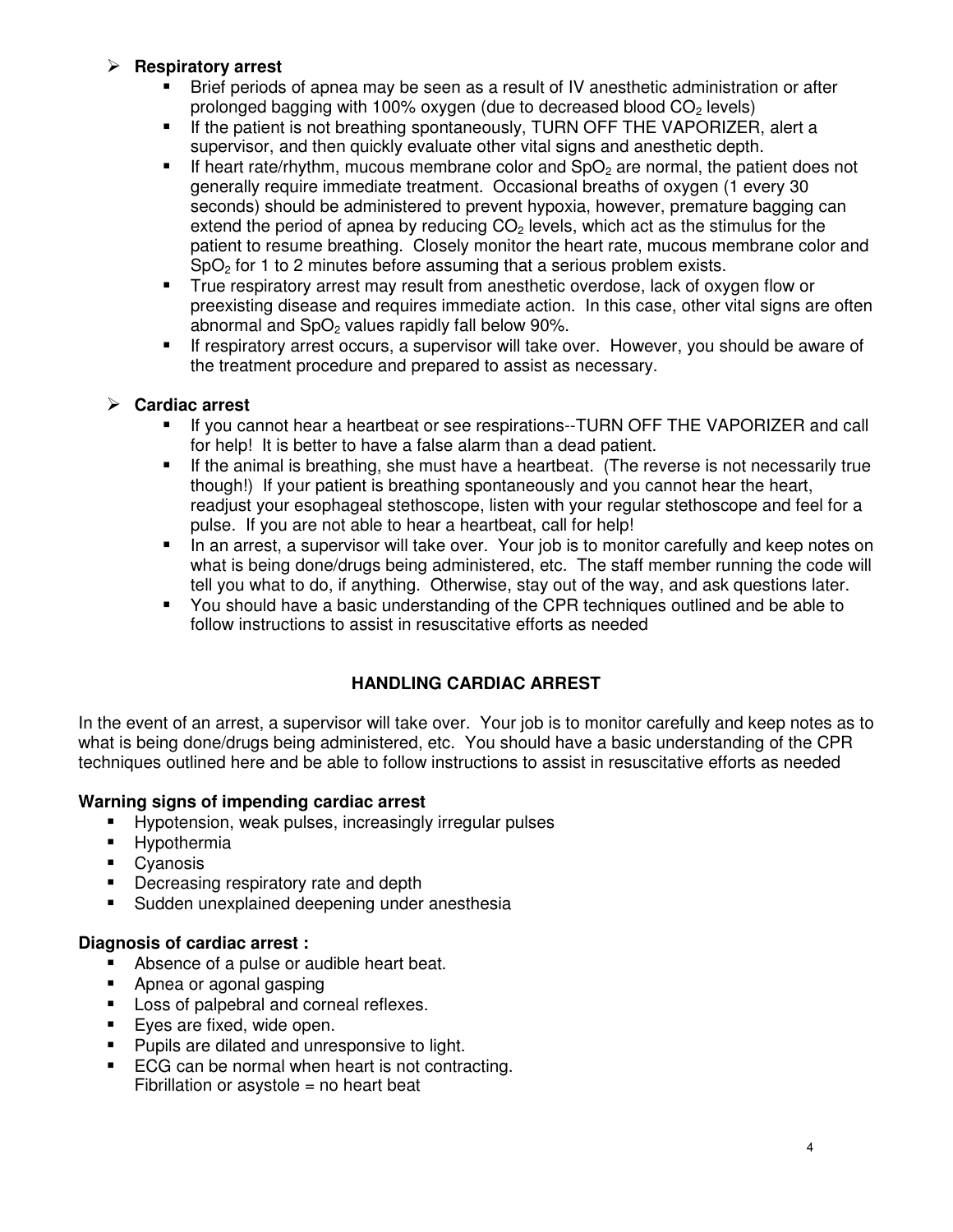- **Respiratory arrest**
  - Brief periods of apnea may be seen as a result of IV anesthetic administration or after prolonged bagging with 100% oxygen (due to decreased blood $CO_2$ levels)
  - If the patient is not breathing spontaneously, TURN OFF THE VAPORIZER, alert a supervisor, and then quickly evaluate other vital signs and anesthetic depth.
  - If heart rate/rhythm, mucous membrane color and $SpO_2$ are normal, the patient does not generally require immediate treatment. Occasional breaths of oxygen (1 every 30 seconds) should be administered to prevent hypoxia, however, premature bagging can extend the period of apnea by reducing $CO_2$ levels, which act as the stimulus for the patient to resume breathing. Closely monitor the heart rate, mucous membrane color and $SpO_2$ for 1 to 2 minutes before assuming that a serious problem exists.
  - True respiratory arrest may result from anesthetic overdose, lack of oxygen flow or preexisting disease and requires immediate action. In this case, other vital signs are often abnormal and $SpO_2$ values rapidly fall below 90%.
  - If respiratory arrest occurs, a supervisor will take over. However, you should be aware of the treatment procedure and prepared to assist as necessary.

- **Cardiac arrest**
  - If you cannot hear a heartbeat or see respirations--TURN OFF THE VAPORIZER and call for help! It is better to have a false alarm than a dead patient.
  - If the animal is breathing, she must have a heartbeat. (The reverse is not necessarily true though!) If your patient is breathing spontaneously and you cannot hear the heart, readjust your esophageal stethoscope, listen with your regular stethoscope and feel for a pulse. If you are not able to hear a heartbeat, call for help!
  - In an arrest, a supervisor will take over. Your job is to monitor carefully and keep notes on what is being done/drugs being administered, etc. The staff member running the code will tell you what to do, if anything. Otherwise, stay out of the way, and ask questions later.
  - You should have a basic understanding of the CPR techniques outlined and be able to follow instructions to assist in resuscitative efforts as needed

## HANDLING CARDIAC ARREST

In the event of an arrest, a supervisor will take over. Your job is to monitor carefully and keep notes as to what is being done/drugs being administered, etc. You should have a basic understanding of the CPR techniques outlined here and be able to follow instructions to assist in resuscitative efforts as needed

**Warning signs of impending cardiac arrest**

- Hypotension, weak pulses, increasingly irregular pulses
- Hypothermia
- Cyanosis
- Decreasing respiratory rate and depth
- Sudden unexplained deepening under anesthesia

**Diagnosis of cardiac arrest :**

- Absence of a pulse or audible heart beat.
- Apnea or agonal gasping
- Loss of palpebral and corneal reflexes.
- Eyes are fixed, wide open.
- Pupils are dilated and unresponsive to light.
- ECG can be normal when heart is not contracting.
  Fibrillation or asystole = no heart beat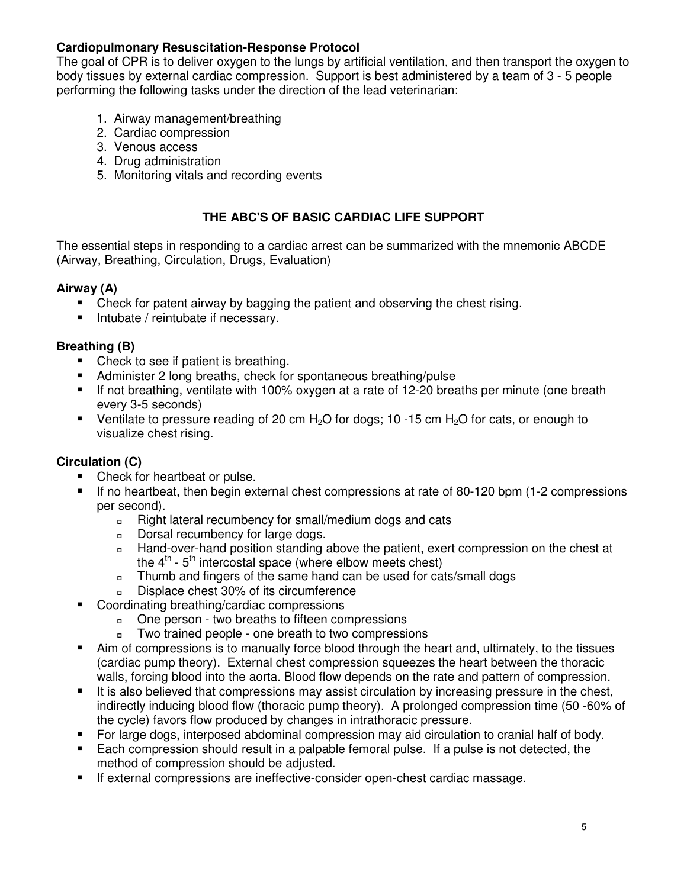**Cardiopulmonary Resuscitation-Response Protocol**

The goal of CPR is to deliver oxygen to the lungs by artificial ventilation, and then transport the oxygen to body tissues by external cardiac compression. Support is best administered by a team of 3 - 5 people performing the following tasks under the direction of the lead veterinarian:

1. Airway management/breathing
2. Cardiac compression
3. Venous access
4. Drug administration
5. Monitoring vitals and recording events

## THE ABC'S OF BASIC CARDIAC LIFE SUPPORT

The essential steps in responding to a cardiac arrest can be summarized with the mnemonic ABCDE (Airway, Breathing, Circulation, Drugs, Evaluation)

### Airway (A)

- Check for patent airway by bagging the patient and observing the chest rising.
- Intubate / reintubate if necessary.

### Breathing (B)

- Check to see if patient is breathing.
- Administer 2 long breaths, check for spontaneous breathing/pulse
- If not breathing, ventilate with 100% oxygen at a rate of 12-20 breaths per minute (one breath every 3-5 seconds)
- Ventilate to pressure reading of 20 cm $H_2O$ for dogs; 10 -15 cm $H_2O$ for cats, or enough to visualize chest rising.

### Circulation (C)

- Check for heartbeat or pulse.
- If no heartbeat, then begin external chest compressions at rate of 80-120 bpm (1-2 compressions per second).
  - Right lateral recumbency for small/medium dogs and cats
  - Dorsal recumbency for large dogs.
  - Hand-over-hand position standing above the patient, exert compression on the chest at the $4^{th}$ - $5^{th}$ intercostal space (where elbow meets chest)
  - Thumb and fingers of the same hand can be used for cats/small dogs
  - Displace chest 30% of its circumference
- Coordinating breathing/cardiac compressions
  - One person - two breaths to fifteen compressions
  - Two trained people - one breath to two compressions
- Aim of compressions is to manually force blood through the heart and, ultimately, to the tissues (cardiac pump theory). External chest compression squeezes the heart between the thoracic walls, forcing blood into the aorta. Blood flow depends on the rate and pattern of compression.
- It is also believed that compressions may assist circulation by increasing pressure in the chest, indirectly inducing blood flow (thoracic pump theory). A prolonged compression time (50 -60% of the cycle) favors flow produced by changes in intrathoracic pressure.
- For large dogs, interposed abdominal compression may aid circulation to cranial half of body.
- Each compression should result in a palpable femoral pulse. If a pulse is not detected, the method of compression should be adjusted.
- If external compressions are ineffective-consider open-chest cardiac massage.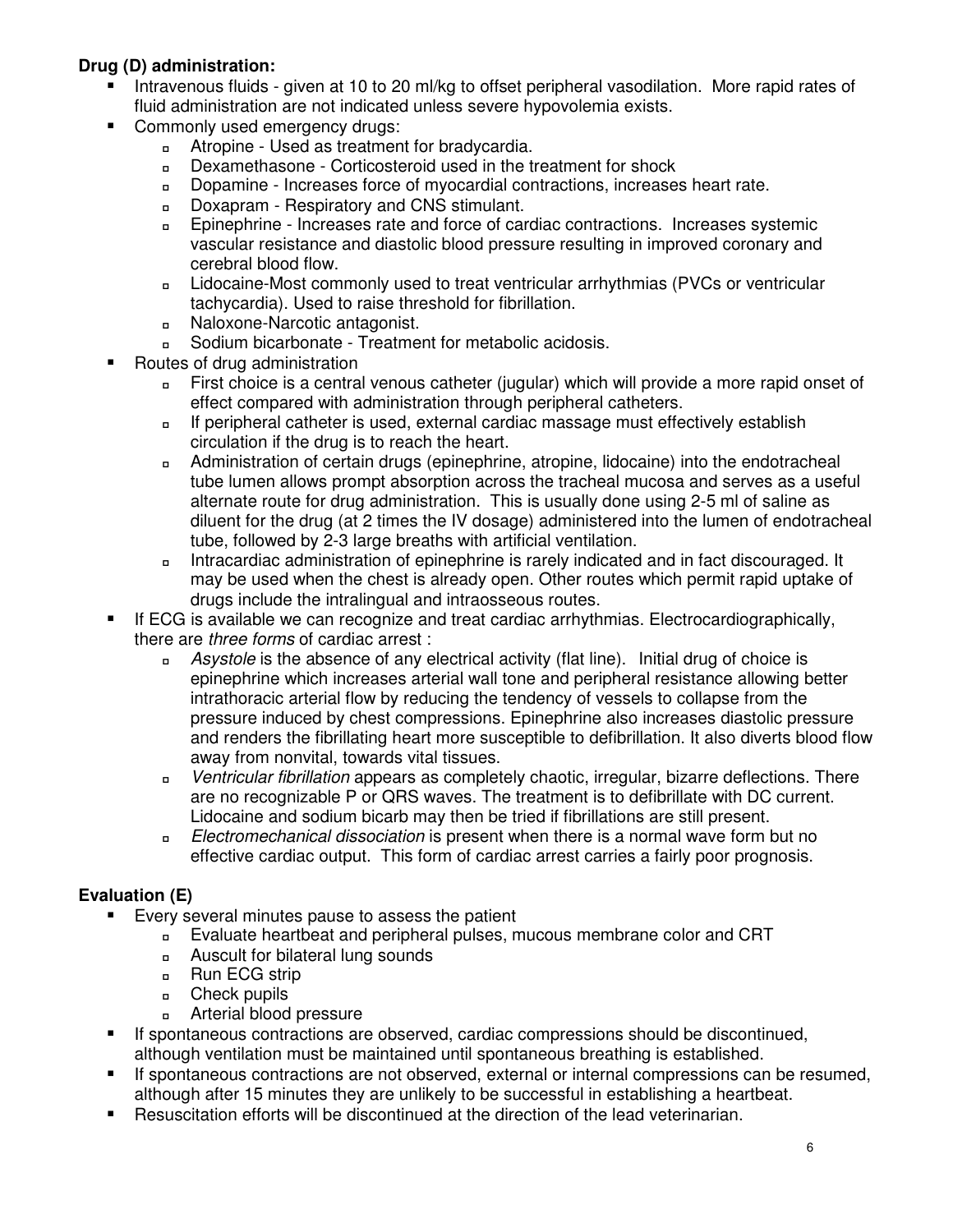**Drug (D) administration:**

- Intravenous fluids - given at 10 to 20 ml/kg to offset peripheral vasodilation. More rapid rates of fluid administration are not indicated unless severe hypovolemia exists.
- Commonly used emergency drugs:
  - Atropine - Used as treatment for bradycardia.
  - Dexamethasone - Corticosteroid used in the treatment for shock
  - Dopamine - Increases force of myocardial contractions, increases heart rate.
  - Doxapram - Respiratory and CNS stimulant.
  - Epinephrine - Increases rate and force of cardiac contractions. Increases systemic vascular resistance and diastolic blood pressure resulting in improved coronary and cerebral blood flow.
  - Lidocaine-Most commonly used to treat ventricular arrhythmias (PVCs or ventricular tachycardia). Used to raise threshold for fibrillation.
  - Naloxone-Narcotic antagonist.
  - Sodium bicarbonate - Treatment for metabolic acidosis.
- Routes of drug administration
  - First choice is a central venous catheter (jugular) which will provide a more rapid onset of effect compared with administration through peripheral catheters.
  - If peripheral catheter is used, external cardiac massage must effectively establish circulation if the drug is to reach the heart.
  - Administration of certain drugs (epinephrine, atropine, lidocaine) into the endotracheal tube lumen allows prompt absorption across the tracheal mucosa and serves as a useful alternate route for drug administration. This is usually done using 2-5 ml of saline as diluent for the drug (at 2 times the IV dosage) administered into the lumen of endotracheal tube, followed by 2-3 large breaths with artificial ventilation.
  - Intracardiac administration of epinephrine is rarely indicated and in fact discouraged. It may be used when the chest is already open. Other routes which permit rapid uptake of drugs include the intralingual and intraosseous routes.
- If ECG is available we can recognize and treat cardiac arrhythmias. Electrocardiographically, there are *three forms* of cardiac arrest :
  - *Asystole* is the absence of any electrical activity (flat line). Initial drug of choice is epinephrine which increases arterial wall tone and peripheral resistance allowing better intrathoracic arterial flow by reducing the tendency of vessels to collapse from the pressure induced by chest compressions. Epinephrine also increases diastolic pressure and renders the fibrillating heart more susceptible to defibrillation. It also diverts blood flow away from nonvital, towards vital tissues.
  - *Ventricular fibrillation* appears as completely chaotic, irregular, bizarre deflections. There are no recognizable P or QRS waves. The treatment is to defibrillate with DC current. Lidocaine and sodium bicarb may then be tried if fibrillations are still present.
  - *Electromechanical dissociation* is present when there is a normal wave form but no effective cardiac output. This form of cardiac arrest carries a fairly poor prognosis.

**Evaluation (E)**

- Every several minutes pause to assess the patient
  - Evaluate heartbeat and peripheral pulses, mucous membrane color and CRT
  - Auscult for bilateral lung sounds
  - Run ECG strip
  - Check pupils
  - Arterial blood pressure
- If spontaneous contractions are observed, cardiac compressions should be discontinued, although ventilation must be maintained until spontaneous breathing is established.
- If spontaneous contractions are not observed, external or internal compressions can be resumed, although after 15 minutes they are unlikely to be successful in establishing a heartbeat.
- Resuscitation efforts will be discontinued at the direction of the lead veterinarian.